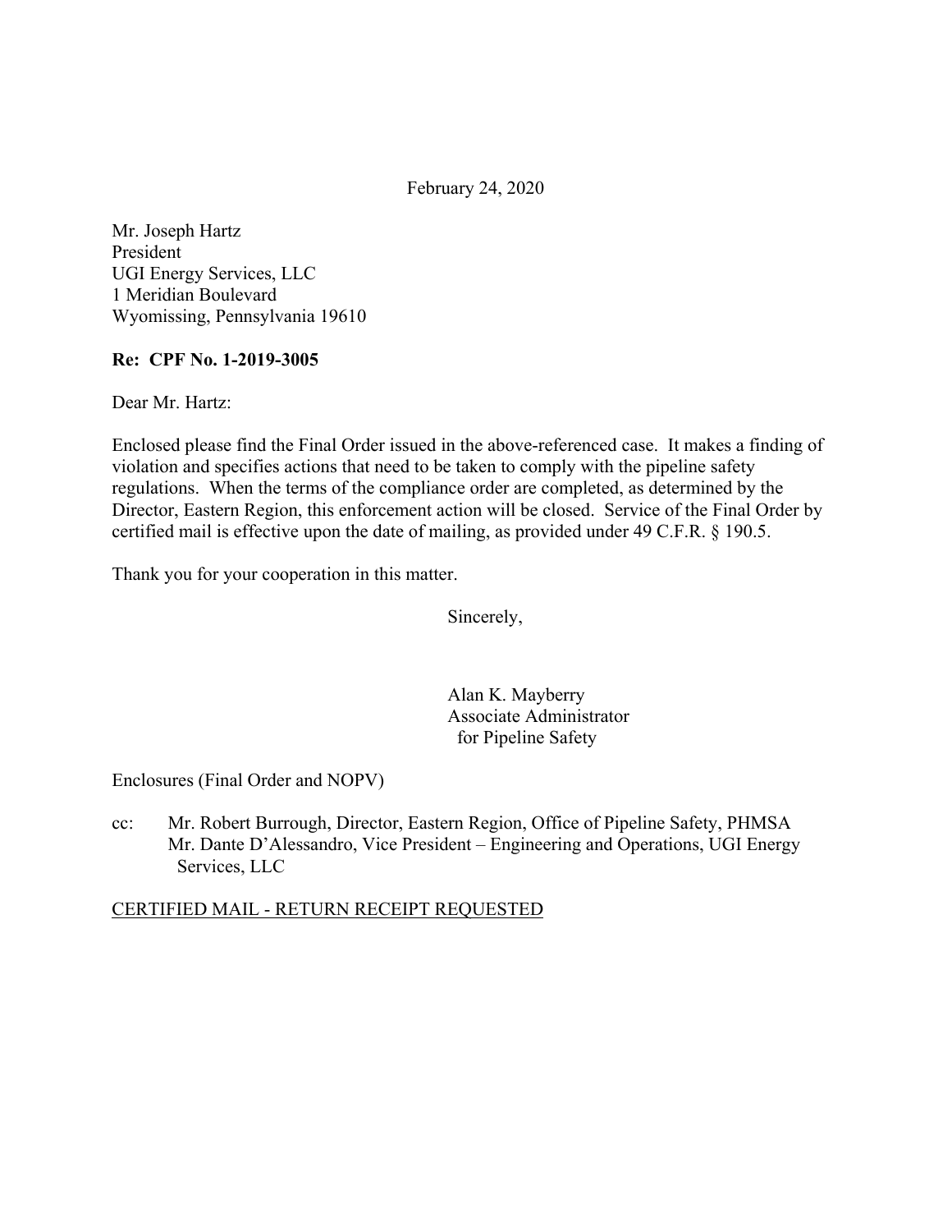February 24, 2020

Mr. Joseph Hartz
President
UGI Energy Services, LLC
1 Meridian Boulevard
Wyomissing, Pennsylvania 19610

**Re: CPF No. 1-2019-3005**

Dear Mr. Hartz:

Enclosed please find the Final Order issued in the above-referenced case. It makes a finding of violation and specifies actions that need to be taken to comply with the pipeline safety regulations. When the terms of the compliance order are completed, as determined by the Director, Eastern Region, this enforcement action will be closed. Service of the Final Order by certified mail is effective upon the date of mailing, as provided under 49 C.F.R. § 190.5.

Thank you for your cooperation in this matter.

Sincerely,

Alan K. Mayberry
Associate Administrator
for Pipeline Safety

Enclosures (Final Order and NOPV)

cc: Mr. Robert Burrough, Director, Eastern Region, Office of Pipeline Safety, PHMSA
Mr. Dante D'Alessandro, Vice President – Engineering and Operations, UGI Energy Services, LLC

CERTIFIED MAIL - RETURN RECEIPT REQUESTED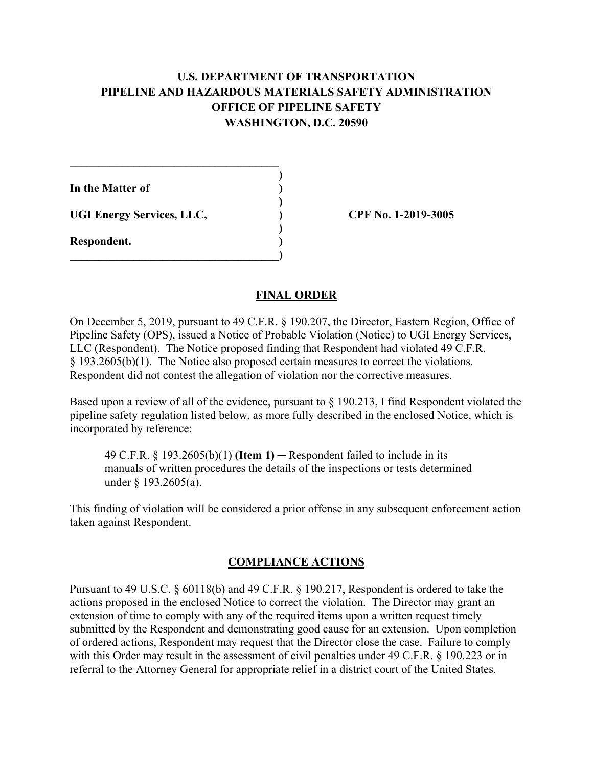# U.S. DEPARTMENT OF TRANSPORTATION
# PIPELINE AND HAZARDOUS MATERIALS SAFETY ADMINISTRATION
# OFFICE OF PIPELINE SAFETY
# WASHINGTON, D.C. 20590

| | |
|---|---|
| **In the Matter of** | |
| **UGI Energy Services, LLC,** | **CPF No. 1-2019-3005** |
| **Respondent.** | |

## FINAL ORDER

On December 5, 2019, pursuant to 49 C.F.R. § 190.207, the Director, Eastern Region, Office of Pipeline Safety (OPS), issued a Notice of Probable Violation (Notice) to UGI Energy Services, LLC (Respondent). The Notice proposed finding that Respondent had violated 49 C.F.R. § 193.2605(b)(1). The Notice also proposed certain measures to correct the violations. Respondent did not contest the allegation of violation nor the corrective measures.

Based upon a review of all of the evidence, pursuant to § 190.213, I find Respondent violated the pipeline safety regulation listed below, as more fully described in the enclosed Notice, which is incorporated by reference:

> 49 C.F.R. § 193.2605(b)(1) **(Item 1)** ─ Respondent failed to include in its manuals of written procedures the details of the inspections or tests determined under § 193.2605(a).

This finding of violation will be considered a prior offense in any subsequent enforcement action taken against Respondent.

## COMPLIANCE ACTIONS

Pursuant to 49 U.S.C. § 60118(b) and 49 C.F.R. § 190.217, Respondent is ordered to take the actions proposed in the enclosed Notice to correct the violation. The Director may grant an extension of time to comply with any of the required items upon a written request timely submitted by the Respondent and demonstrating good cause for an extension. Upon completion of ordered actions, Respondent may request that the Director close the case. Failure to comply with this Order may result in the assessment of civil penalties under 49 C.F.R. § 190.223 or in referral to the Attorney General for appropriate relief in a district court of the United States.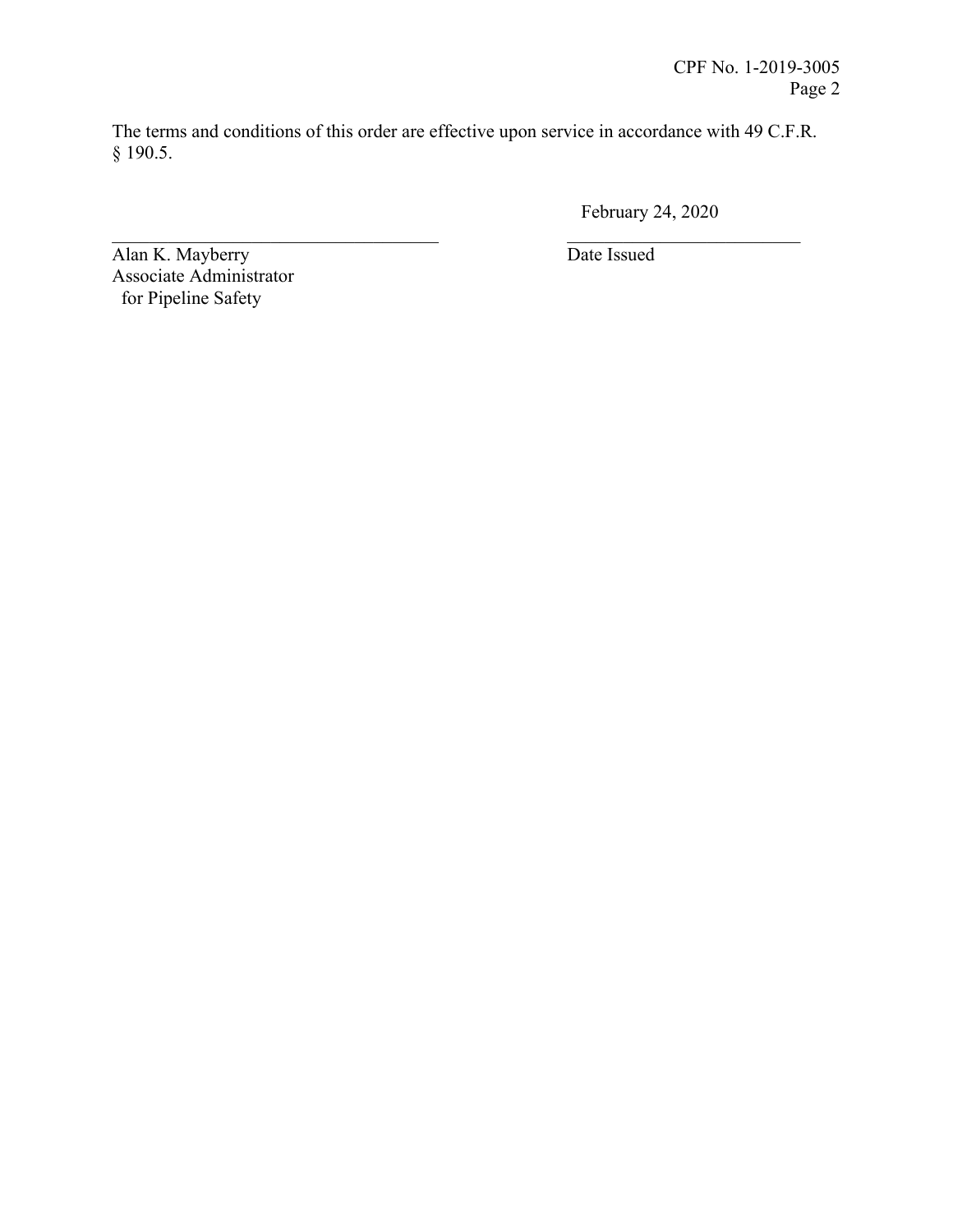The terms and conditions of this order are effective upon service in accordance with 49 C.F.R. § 190.5.

February 24, 2020

\_\_\_\_\_\_\_\_\_\_\_\_\_\_\_\_\_\_\_\_\_\_\_\_\_\_\_\_\_\_\_\_\_\_\_ \_\_\_\_\_\_\_\_\_\_\_\_\_\_\_\_\_\_\_\_\_\_\_\_\_\_

Alan K. Mayberry
Associate Administrator
for Pipeline Safety

Date Issued